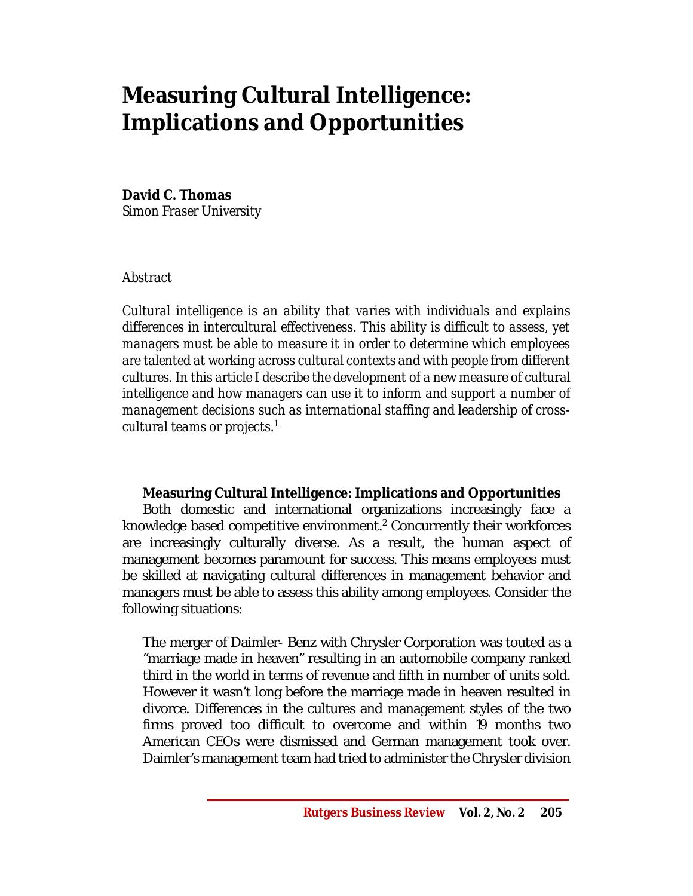# Measuring Cultural Intelligence: Implications and Opportunities

**David C. Thomas**
*Simon Fraser University*

*Abstract*

*Cultural intelligence is an ability that varies with individuals and explains differences in intercultural effectiveness. This ability is difficult to assess, yet managers must be able to measure it in order to determine which employees are talented at working across cultural contexts and with people from different cultures. In this article I describe the development of a new measure of cultural intelligence and how managers can use it to inform and support a number of management decisions such as international staffing and leadership of cross-cultural teams or projects.*[1]

## Measuring Cultural Intelligence: Implications and Opportunities

Both domestic and international organizations increasingly face a knowledge based competitive environment.[2] Concurrently their workforces are increasingly culturally diverse. As a result, the human aspect of management becomes paramount for success. This means employees must be skilled at navigating cultural differences in management behavior and managers must be able to assess this ability among employees. Consider the following situations:

> The merger of Daimler- Benz with Chrysler Corporation was touted as a "marriage made in heaven" resulting in an automobile company ranked third in the world in terms of revenue and fifth in number of units sold. However it wasn't long before the marriage made in heaven resulted in divorce. Differences in the cultures and management styles of the two firms proved too difficult to overcome and within 19 months two American CEOs were dismissed and German management took over. Daimler's management team had tried to administer the Chrysler division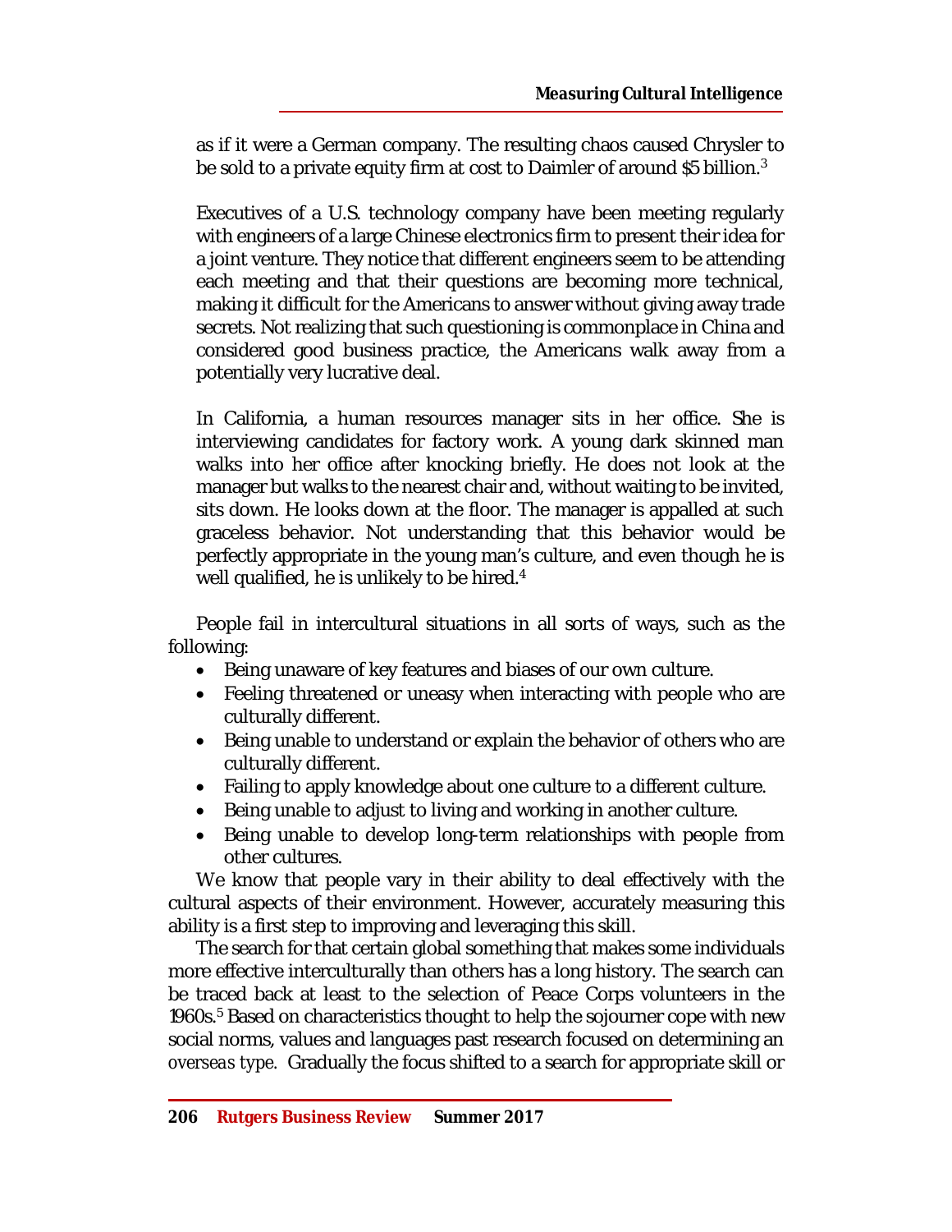as if it were a German company. The resulting chaos caused Chrysler to be sold to a private equity firm at cost to Daimler of around $5 billion.[3]

Executives of a U.S. technology company have been meeting regularly with engineers of a large Chinese electronics firm to present their idea for a joint venture. They notice that different engineers seem to be attending each meeting and that their questions are becoming more technical, making it difficult for the Americans to answer without giving away trade secrets. Not realizing that such questioning is commonplace in China and considered good business practice, the Americans walk away from a potentially very lucrative deal.

In California, a human resources manager sits in her office. She is interviewing candidates for factory work. A young dark skinned man walks into her office after knocking briefly. He does not look at the manager but walks to the nearest chair and, without waiting to be invited, sits down. He looks down at the floor. The manager is appalled at such graceless behavior. Not understanding that this behavior would be perfectly appropriate in the young man's culture, and even though he is well qualified, he is unlikely to be hired.[4]

People fail in intercultural situations in all sorts of ways, such as the following:

- Being unaware of key features and biases of our own culture.
- Feeling threatened or uneasy when interacting with people who are culturally different.
- Being unable to understand or explain the behavior of others who are culturally different.
- Failing to apply knowledge about one culture to a different culture.
- Being unable to adjust to living and working in another culture.
- Being unable to develop long-term relationships with people from other cultures.

We know that people vary in their ability to deal effectively with the cultural aspects of their environment. However, accurately measuring this ability is a first step to improving and leveraging this skill.

The search for that certain global something that makes some individuals more effective interculturally than others has a long history. The search can be traced back at least to the selection of Peace Corps volunteers in the 1960s.[5] Based on characteristics thought to help the sojourner cope with new social norms, values and languages past research focused on determining an *overseas type*. Gradually the focus shifted to a search for appropriate skill or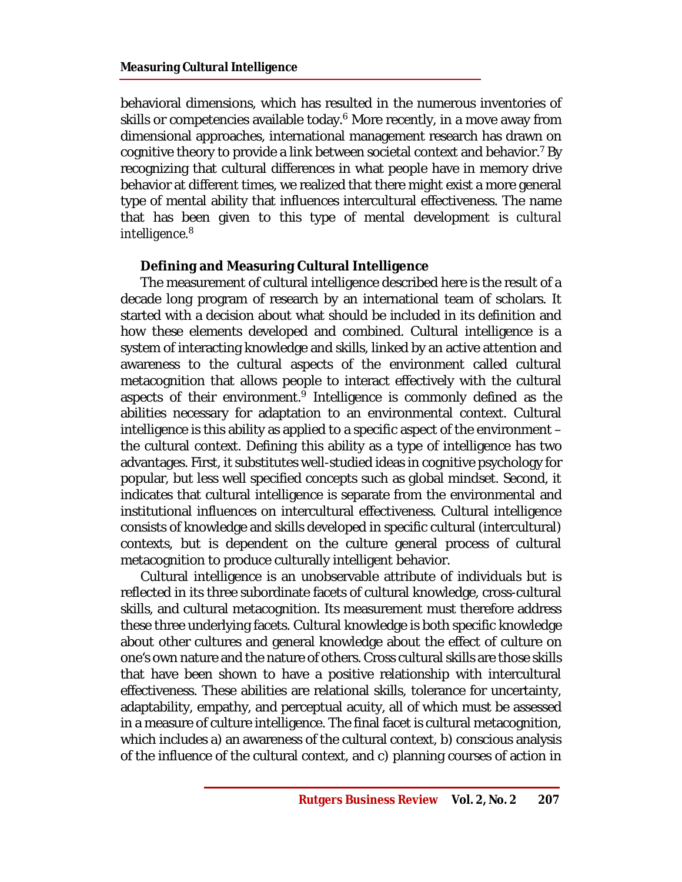behavioral dimensions, which has resulted in the numerous inventories of skills or competencies available today.[6] More recently, in a move away from dimensional approaches, international management research has drawn on cognitive theory to provide a link between societal context and behavior.[7] By recognizing that cultural differences in what people have in memory drive behavior at different times, we realized that there might exist a more general type of mental ability that influences intercultural effectiveness. The name that has been given to this type of mental development is *cultural intelligence*.[8]

## Defining and Measuring Cultural Intelligence

The measurement of cultural intelligence described here is the result of a decade long program of research by an international team of scholars. It started with a decision about what should be included in its definition and how these elements developed and combined. Cultural intelligence is a system of interacting knowledge and skills, linked by an active attention and awareness to the cultural aspects of the environment called cultural metacognition that allows people to interact effectively with the cultural aspects of their environment.[9] Intelligence is commonly defined as the abilities necessary for adaptation to an environmental context. Cultural intelligence is this ability as applied to a specific aspect of the environment – the cultural context. Defining this ability as a type of intelligence has two advantages. First, it substitutes well-studied ideas in cognitive psychology for popular, but less well specified concepts such as global mindset. Second, it indicates that cultural intelligence is separate from the environmental and institutional influences on intercultural effectiveness. Cultural intelligence consists of knowledge and skills developed in specific cultural (intercultural) contexts, but is dependent on the culture general process of cultural metacognition to produce culturally intelligent behavior.

Cultural intelligence is an unobservable attribute of individuals but is reflected in its three subordinate facets of cultural knowledge, cross-cultural skills, and cultural metacognition. Its measurement must therefore address these three underlying facets. Cultural knowledge is both specific knowledge about other cultures and general knowledge about the effect of culture on one's own nature and the nature of others. Cross cultural skills are those skills that have been shown to have a positive relationship with intercultural effectiveness. These abilities are relational skills, tolerance for uncertainty, adaptability, empathy, and perceptual acuity, all of which must be assessed in a measure of culture intelligence. The final facet is cultural metacognition, which includes a) an awareness of the cultural context, b) conscious analysis of the influence of the cultural context, and c) planning courses of action in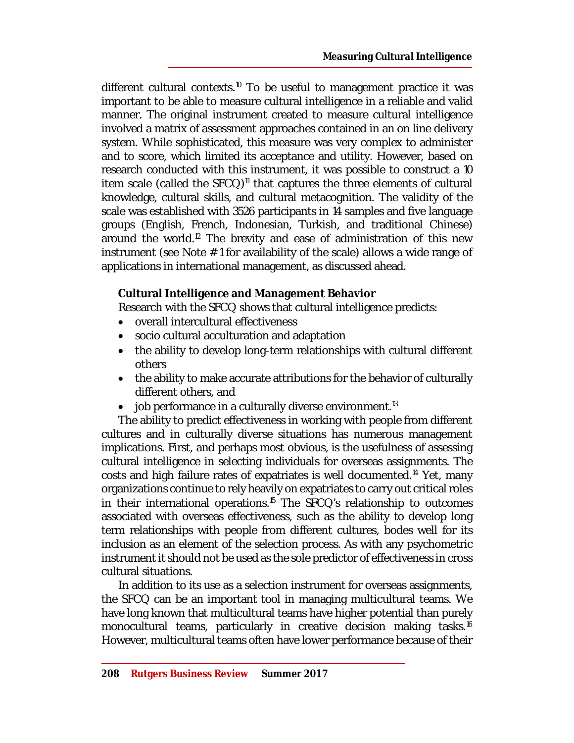different cultural contexts.[10] To be useful to management practice it was important to be able to measure cultural intelligence in a reliable and valid manner. The original instrument created to measure cultural intelligence involved a matrix of assessment approaches contained in an on line delivery system. While sophisticated, this measure was very complex to administer and to score, which limited its acceptance and utility. However, based on research conducted with this instrument, it was possible to construct a 10 item scale (called the SFCQ)[11] that captures the three elements of cultural knowledge, cultural skills, and cultural metacognition. The validity of the scale was established with 3526 participants in 14 samples and five language groups (English, French, Indonesian, Turkish, and traditional Chinese) around the world.[12] The brevity and ease of administration of this new instrument (see Note # 1 for availability of the scale) allows a wide range of applications in international management, as discussed ahead.

## Cultural Intelligence and Management Behavior

Research with the SFCQ shows that cultural intelligence predicts:

- overall intercultural effectiveness
- socio cultural acculturation and adaptation
- the ability to develop long-term relationships with cultural different others
- the ability to make accurate attributions for the behavior of culturally different others, and
- job performance in a culturally diverse environment.[13]

The ability to predict effectiveness in working with people from different cultures and in culturally diverse situations has numerous management implications. First, and perhaps most obvious, is the usefulness of assessing cultural intelligence in selecting individuals for overseas assignments. The costs and high failure rates of expatriates is well documented.[14] Yet, many organizations continue to rely heavily on expatriates to carry out critical roles in their international operations.[15] The SFCQ's relationship to outcomes associated with overseas effectiveness, such as the ability to develop long term relationships with people from different cultures, bodes well for its inclusion as an element of the selection process. As with any psychometric instrument it should not be used as the sole predictor of effectiveness in cross cultural situations.

In addition to its use as a selection instrument for overseas assignments, the SFCQ can be an important tool in managing multicultural teams. We have long known that multicultural teams have higher potential than purely monocultural teams, particularly in creative decision making tasks.[16] However, multicultural teams often have lower performance because of their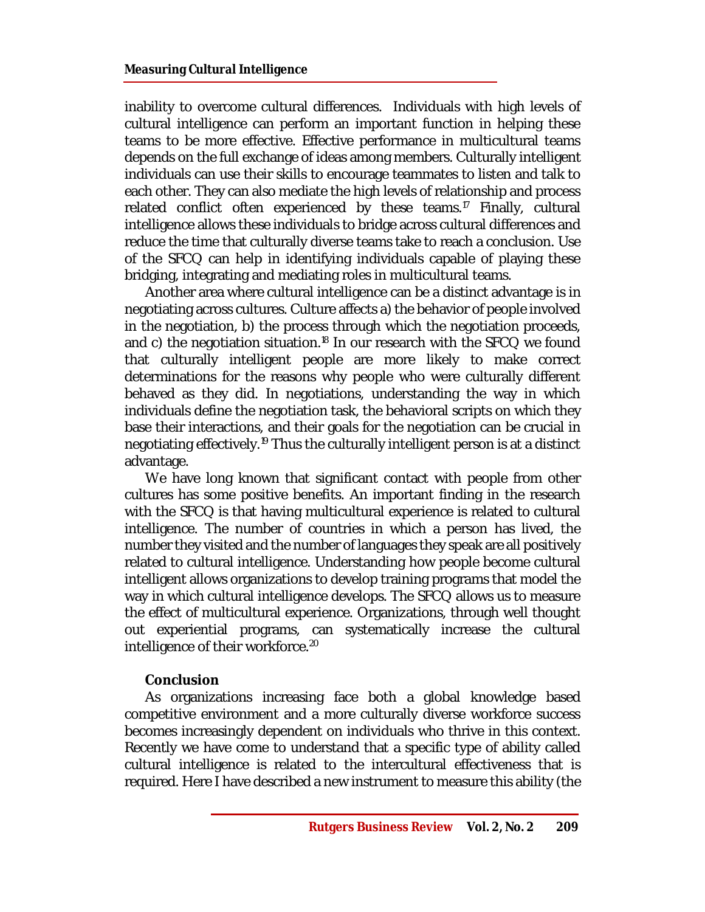inability to overcome cultural differences. Individuals with high levels of cultural intelligence can perform an important function in helping these teams to be more effective. Effective performance in multicultural teams depends on the full exchange of ideas among members. Culturally intelligent individuals can use their skills to encourage teammates to listen and talk to each other. They can also mediate the high levels of relationship and process related conflict often experienced by these teams.[17] Finally, cultural intelligence allows these individuals to bridge across cultural differences and reduce the time that culturally diverse teams take to reach a conclusion. Use of the SFCQ can help in identifying individuals capable of playing these bridging, integrating and mediating roles in multicultural teams.

Another area where cultural intelligence can be a distinct advantage is in negotiating across cultures. Culture affects a) the behavior of people involved in the negotiation, b) the process through which the negotiation proceeds, and c) the negotiation situation.[18] In our research with the SFCQ we found that culturally intelligent people are more likely to make correct determinations for the reasons why people who were culturally different behaved as they did. In negotiations, understanding the way in which individuals define the negotiation task, the behavioral scripts on which they base their interactions, and their goals for the negotiation can be crucial in negotiating effectively.[19] Thus the culturally intelligent person is at a distinct advantage.

We have long known that significant contact with people from other cultures has some positive benefits. An important finding in the research with the SFCQ is that having multicultural experience is related to cultural intelligence. The number of countries in which a person has lived, the number they visited and the number of languages they speak are all positively related to cultural intelligence. Understanding how people become cultural intelligent allows organizations to develop training programs that model the way in which cultural intelligence develops. The SFCQ allows us to measure the effect of multicultural experience. Organizations, through well thought out experiential programs, can systematically increase the cultural intelligence of their workforce.[20]

## Conclusion

As organizations increasing face both a global knowledge based competitive environment and a more culturally diverse workforce success becomes increasingly dependent on individuals who thrive in this context. Recently we have come to understand that a specific type of ability called cultural intelligence is related to the intercultural effectiveness that is required. Here I have described a new instrument to measure this ability (the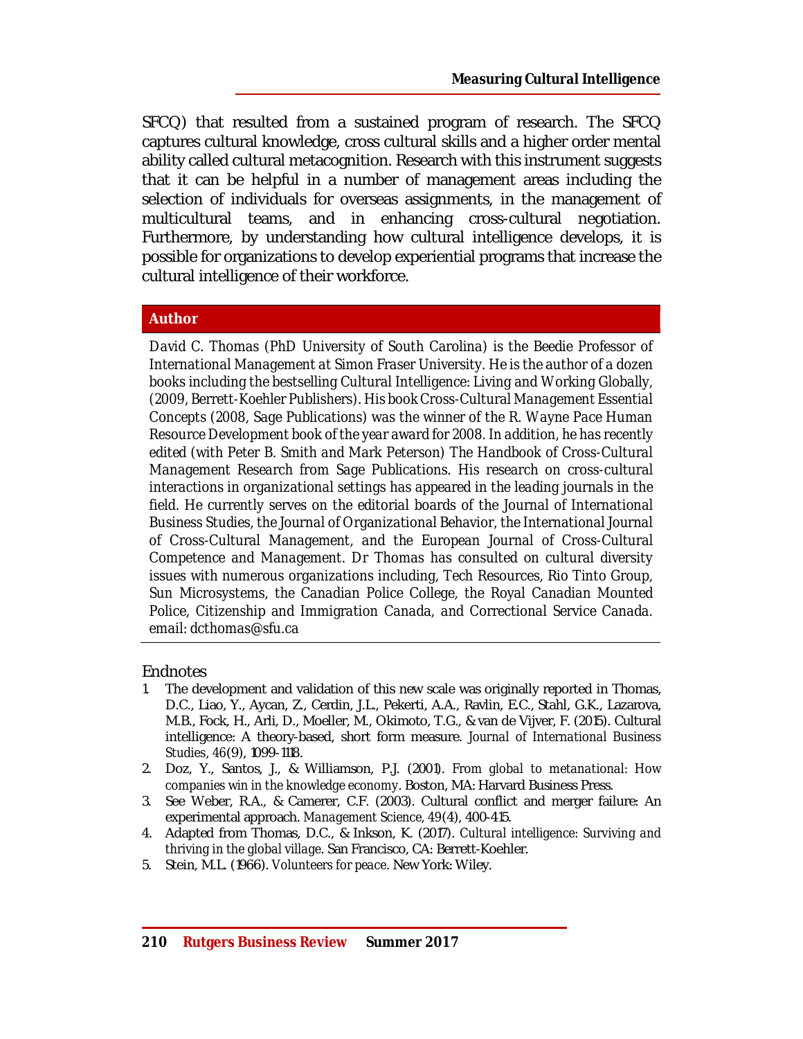SFCQ) that resulted from a sustained program of research. The SFCQ captures cultural knowledge, cross cultural skills and a higher order mental ability called cultural metacognition. Research with this instrument suggests that it can be helpful in a number of management areas including the selection of individuals for overseas assignments, in the management of multicultural teams, and in enhancing cross-cultural negotiation. Furthermore, by understanding how cultural intelligence develops, it is possible for organizations to develop experiential programs that increase the cultural intelligence of their workforce.

## Author

David C. Thomas (PhD University of South Carolina) is the Beedie Professor of International Management at Simon Fraser University. He is the author of a dozen books including the bestselling Cultural Intelligence: Living and Working Globally, (2009, Berrett-Koehler Publishers). His book Cross-Cultural Management Essential Concepts (2008, Sage Publications) was the winner of the R. Wayne Pace Human Resource Development book of the year award for 2008. In addition, he has recently edited (with Peter B. Smith and Mark Peterson) The Handbook of Cross-Cultural Management Research from Sage Publications. His research on cross-cultural interactions in organizational settings has appeared in the leading journals in the field. He currently serves on the editorial boards of the Journal of International Business Studies, the Journal of Organizational Behavior, the International Journal of Cross-Cultural Management, and the European Journal of Cross-Cultural Competence and Management. Dr Thomas has consulted on cultural diversity issues with numerous organizations including, Tech Resources, Rio Tinto Group, Sun Microsystems, the Canadian Police College, the Royal Canadian Mounted Police, Citizenship and Immigration Canada, and Correctional Service Canada. email: dcthomas@sfu.ca

## Endnotes

1. The development and validation of this new scale was originally reported in Thomas, D.C., Liao, Y., Aycan, Z., Cerdin, J.L., Pekerti, A.A., Ravlin, E.C., Stahl, G.K., Lazarova, M.B., Fock, H., Arli, D., Moeller, M., Okimoto, T.G., & van de Vijver, F. (2015). Cultural intelligence: A theory-based, short form measure. *Journal of International Business Studies, 46*(9), 1099-1118.
2. Doz, Y., Santos, J., & Williamson, P.J. (2001). *From global to metanational: How companies win in the knowledge economy*. Boston, MA: Harvard Business Press.
3. See Weber, R.A., & Camerer, C.F. (2003). Cultural conflict and merger failure: An experimental approach. *Management Science, 49*(4), 400-415.
4. Adapted from Thomas, D.C., & Inkson, K. (2017). *Cultural intelligence: Surviving and thriving in the global village*. San Francisco, CA: Berrett-Koehler.
5. Stein, M.L. (1966). *Volunteers for peace*. New York: Wiley.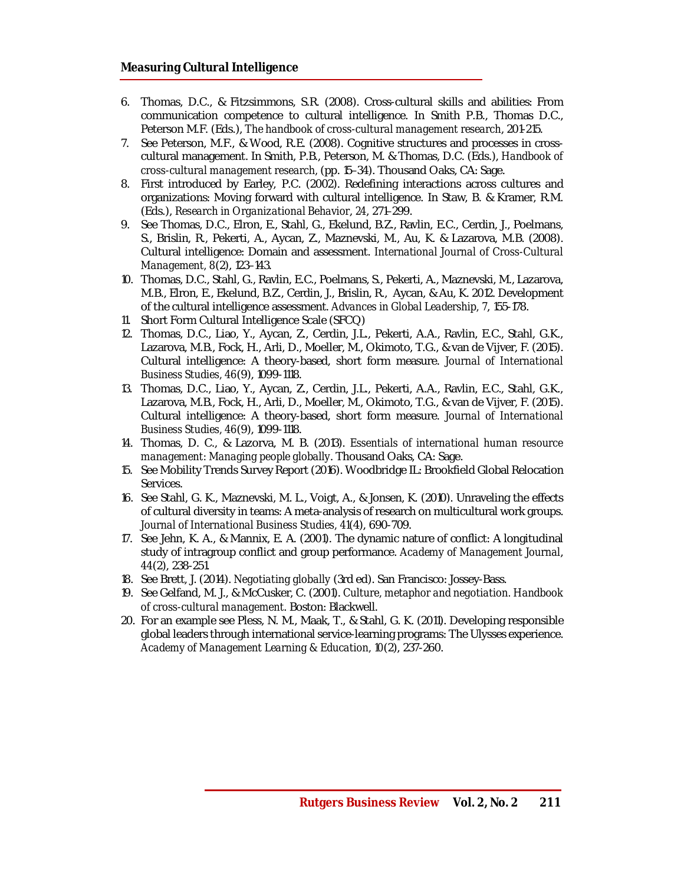6. Thomas, D.C., & Fitzsimmons, S.R. (2008). Cross-cultural skills and abilities: From communication competence to cultural intelligence. In Smith P.B., Thomas D.C., Peterson M.F. (Eds.), *The handbook of cross-cultural management research*, 201-215.
7. See Peterson, M.F., & Wood, R.E. (2008). Cognitive structures and processes in cross-cultural management. In Smith, P.B., Peterson, M. & Thomas, D.C. (Eds.), *Handbook of cross-cultural management research*, (pp. 15–34). Thousand Oaks, CA: Sage.
8. First introduced by Earley, P.C. (2002). Redefining interactions across cultures and organizations: Moving forward with cultural intelligence. In Staw, B. & Kramer, R.M. (Eds.), *Research in Organizational Behavior, 24*, 271–299.
9. See Thomas, D.C., Elron, E., Stahl, G., Ekelund, B.Z., Ravlin, E.C., Cerdin, J., Poelmans, S., Brislin, R., Pekerti, A., Aycan, Z., Maznevski, M., Au, K. & Lazarova, M.B. (2008). Cultural intelligence: Domain and assessment. *International Journal of Cross-Cultural Management, 8*(2), 123–143.
10. Thomas, D.C., Stahl, G., Ravlin, E.C., Poelmans, S., Pekerti, A., Maznevski, M., Lazarova, M.B., Elron, E., Ekelund, B.Z., Cerdin, J., Brislin, R., Aycan, & Au, K. 2012. Development of the cultural intelligence assessment. *Advances in Global Leadership, 7*, 155-178.
11. Short Form Cultural Intelligence Scale (SFCQ)
12. Thomas, D.C., Liao, Y., Aycan, Z., Cerdin, J.L., Pekerti, A.A., Ravlin, E.C., Stahl, G.K., Lazarova, M.B., Fock, H., Arli, D., Moeller, M., Okimoto, T.G., & van de Vijver, F. (2015). Cultural intelligence: A theory-based, short form measure. *Journal of International Business Studies, 46*(9), 1099-1118.
13. Thomas, D.C., Liao, Y., Aycan, Z., Cerdin, J.L., Pekerti, A.A., Ravlin, E.C., Stahl, G.K., Lazarova, M.B., Fock, H., Arli, D., Moeller, M., Okimoto, T.G., & van de Vijver, F. (2015). Cultural intelligence: A theory-based, short form measure. *Journal of International Business Studies, 46*(9), 1099-1118.
14. Thomas, D. C., & Lazorva, M. B. (2013). *Essentials of international human resource management: Managing people globally*. Thousand Oaks, CA: Sage.
15. See Mobility Trends Survey Report (2016). Woodbridge IL: Brookfield Global Relocation Services.
16. See Stahl, G. K., Maznevski, M. L., Voigt, A., & Jonsen, K. (2010). Unraveling the effects of cultural diversity in teams: A meta-analysis of research on multicultural work groups. *Journal of International Business Studies, 41*(4), 690-709.
17. See Jehn, K. A., & Mannix, E. A. (2001). The dynamic nature of conflict: A longitudinal study of intragroup conflict and group performance. *Academy of Management Journal*, *44*(2), 238-251.
18. See Brett, J. (2014). *Negotiating globally* (3rd ed). San Francisco: Jossey-Bass.
19. See Gelfand, M. J., & McCusker, C. (2001). *Culture, metaphor and negotiation. Handbook of cross-cultural management.* Boston: Blackwell.
20. For an example see Pless, N. M., Maak, T., & Stahl, G. K. (2011). Developing responsible global leaders through international service-learning programs: The Ulysses experience. *Academy of Management Learning & Education, 10*(2), 237-260.